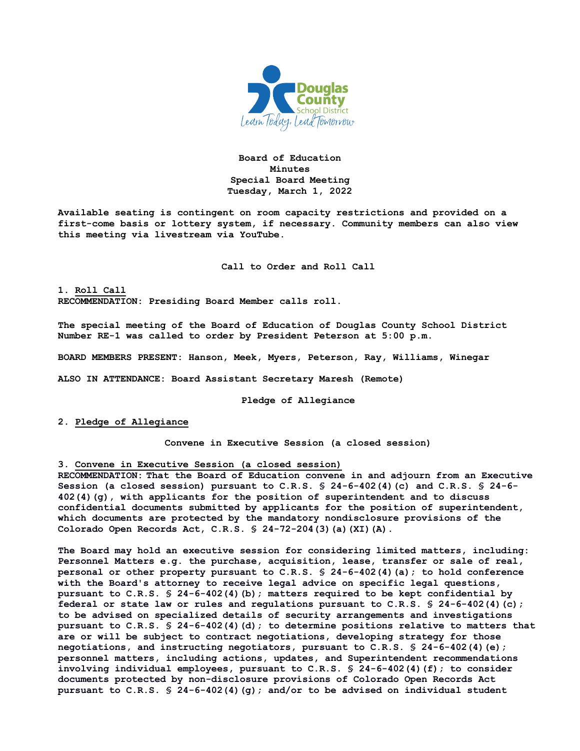**Board of Education**
**Minutes**
**Special Board Meeting**
**Tuesday, March 1, 2022**

**Available seating is contingent on room capacity restrictions and provided on a first-come basis or lottery system, if necessary. Community members can also view this meeting via livestream via YouTube.**

## Call to Order and Roll Call

**1. Roll Call**
**RECOMMENDATION: Presiding Board Member calls roll.**

**The special meeting of the Board of Education of Douglas County School District Number RE-1 was called to order by President Peterson at 5:00 p.m.**

**BOARD MEMBERS PRESENT: Hanson, Meek, Myers, Peterson, Ray, Williams, Winegar**

**ALSO IN ATTENDANCE: Board Assistant Secretary Maresh (Remote)**

## Pledge of Allegiance

**2. Pledge of Allegiance**

## Convene in Executive Session (a closed session)

**3. Convene in Executive Session (a closed session)**
**RECOMMENDATION: That the Board of Education convene in and adjourn from an Executive Session (a closed session) pursuant to C.R.S. § 24-6-402(4)(c) and C.R.S. § 24-6-402(4)(g), with applicants for the position of superintendent and to discuss confidential documents submitted by applicants for the position of superintendent, which documents are protected by the mandatory nondisclosure provisions of the Colorado Open Records Act, C.R.S. § 24-72-204(3)(a)(XI)(A).**

**The Board may hold an executive session for considering limited matters, including: Personnel Matters e.g. the purchase, acquisition, lease, transfer or sale of real, personal or other property pursuant to C.R.S. § 24-6-402(4)(a); to hold conference with the Board's attorney to receive legal advice on specific legal questions, pursuant to C.R.S. § 24-6-402(4)(b); matters required to be kept confidential by federal or state law or rules and regulations pursuant to C.R.S. § 24-6-402(4)(c); to be advised on specialized details of security arrangements and investigations pursuant to C.R.S. § 24-6-402(4)(d); to determine positions relative to matters that are or will be subject to contract negotiations, developing strategy for those negotiations, and instructing negotiators, pursuant to C.R.S. § 24-6-402(4)(e); personnel matters, including actions, updates, and Superintendent recommendations involving individual employees, pursuant to C.R.S. § 24-6-402(4)(f); to consider documents protected by non-disclosure provisions of Colorado Open Records Act pursuant to C.R.S. § 24-6-402(4)(g); and/or to be advised on individual student**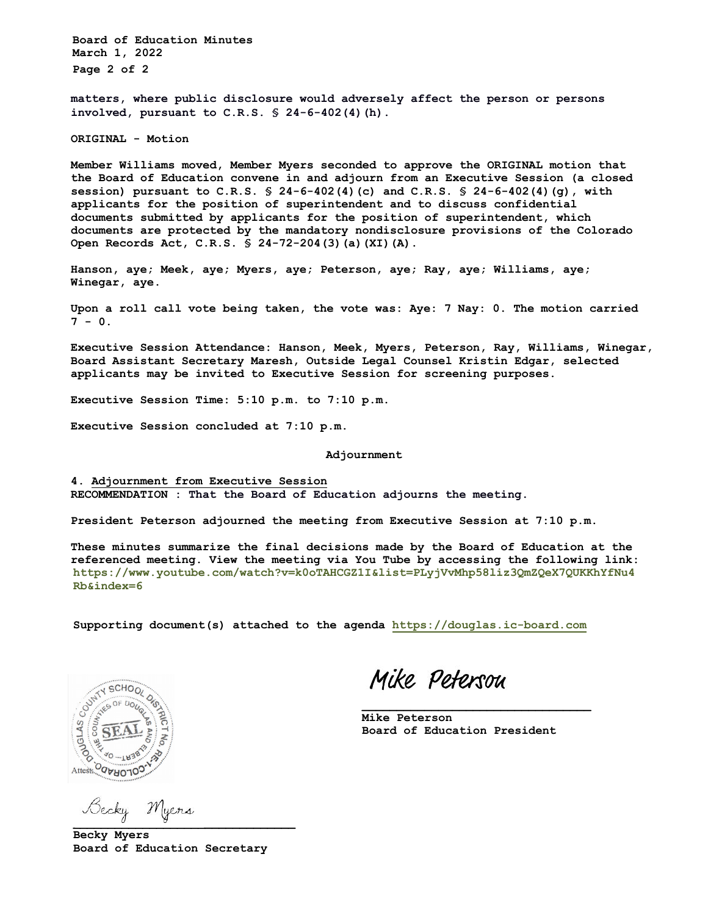matters, where public disclosure would adversely affect the person or persons involved, pursuant to C.R.S. § 24-6-402(4)(h).

**ORIGINAL - Motion**

Member Williams moved, Member Myers seconded to approve the ORIGINAL motion that the Board of Education convene in and adjourn from an Executive Session (a closed session) pursuant to C.R.S. § 24-6-402(4)(c) and C.R.S. § 24-6-402(4)(g), with applicants for the position of superintendent and to discuss confidential documents submitted by applicants for the position of superintendent, which documents are protected by the mandatory nondisclosure provisions of the Colorado Open Records Act, C.R.S. § 24-72-204(3)(a)(XI)(A).

Hanson, aye; Meek, aye; Myers, aye; Peterson, aye; Ray, aye; Williams, aye; Winegar, aye.

Upon a roll call vote being taken, the vote was: Aye: 7 Nay: 0. The motion carried 7 - 0.

Executive Session Attendance: Hanson, Meek, Myers, Peterson, Ray, Williams, Winegar, Board Assistant Secretary Maresh, Outside Legal Counsel Kristin Edgar, selected applicants may be invited to Executive Session for screening purposes.

Executive Session Time: 5:10 p.m. to 7:10 p.m.

Executive Session concluded at 7:10 p.m.

## Adjournment

**4. Adjournment from Executive Session**
**RECOMMENDATION : That the Board of Education adjourns the meeting.**

President Peterson adjourned the meeting from Executive Session at 7:10 p.m.

These minutes summarize the final decisions made by the Board of Education at the referenced meeting. View the meeting via You Tube by accessing the following link: https://www.youtube.com/watch?v=k0oTAHCGZ1I&list=PLyjVvMhp58liz3QmZQeX7QUKKhYfNu4Rb&index=6

Supporting document(s) attached to the agenda https://douglas.ic-board.com

Mike Peterson
Mike Peterson
Board of Education President

DOUGLAS COUNTY SCHOOL DISTRICT NO. RE-1 OF THE COUNTIES OF DOUGLAS AND ELBERT COLORADO SEAL

Attest:

Becky Myers
Becky Myers
Board of Education Secretary